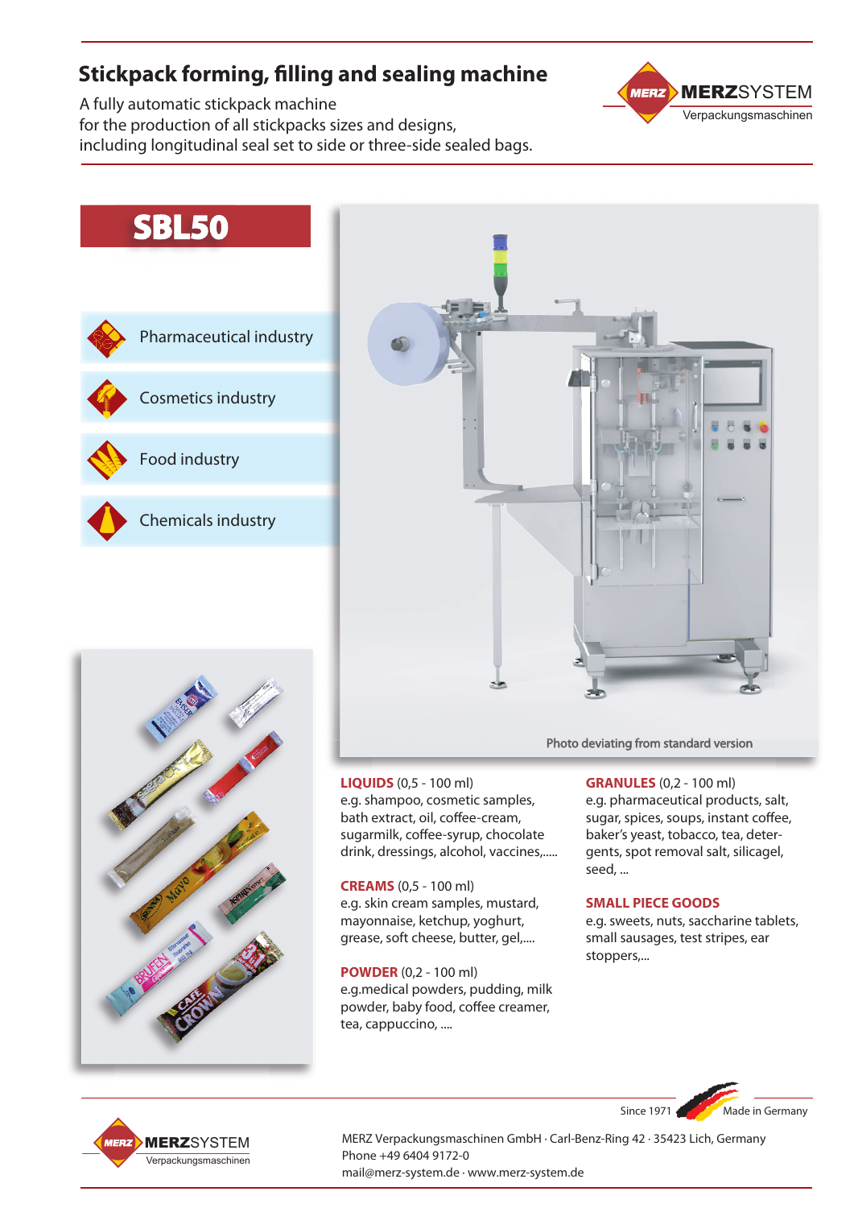# Stickpack forming, filling and sealing machine

A fully automatic stickpack machine
for the production of all stickpacks sizes and designs,
including longitudinal seal set to side or three-side sealed bags.

MERZSYSTEM
Verpackungsmaschinen

## SBL50

- Pharmaceutical industry
- Cosmetics industry
- Food industry
- Chemicals industry

Photo deviating from standard version

**LIQUIDS** (0,5 - 100 ml)
e.g. shampoo, cosmetic samples, bath extract, oil, coffee-cream, sugarmilk, coffee-syrup, chocolate drink, dressings, alcohol, vaccines,.....

**CREAMS** (0,5 - 100 ml)
e.g. skin cream samples, mustard, mayonnaise, ketchup, yoghurt, grease, soft cheese, butter, gel,....

**POWDER** (0,2 - 100 ml)
e.g.medical powders, pudding, milk powder, baby food, coffee creamer, tea, cappuccino, ....

**GRANULES** (0,2 - 100 ml)
e.g. pharmaceutical products, salt, sugar, spices, soups, instant coffee, baker's yeast, tobacco, tea, detergents, spot removal salt, silicagel, seed, ...

**SMALL PIECE GOODS**
e.g. sweets, nuts, saccharine tablets, small sausages, test stripes, ear stoppers,...

Since 1971 Made in Germany

MERZSYSTEM
Verpackungsmaschinen

MERZ Verpackungsmaschinen GmbH · Carl-Benz-Ring 42 · 35423 Lich, Germany
Phone +49 6404 9172-0
mail@merz-system.de · www.merz-system.de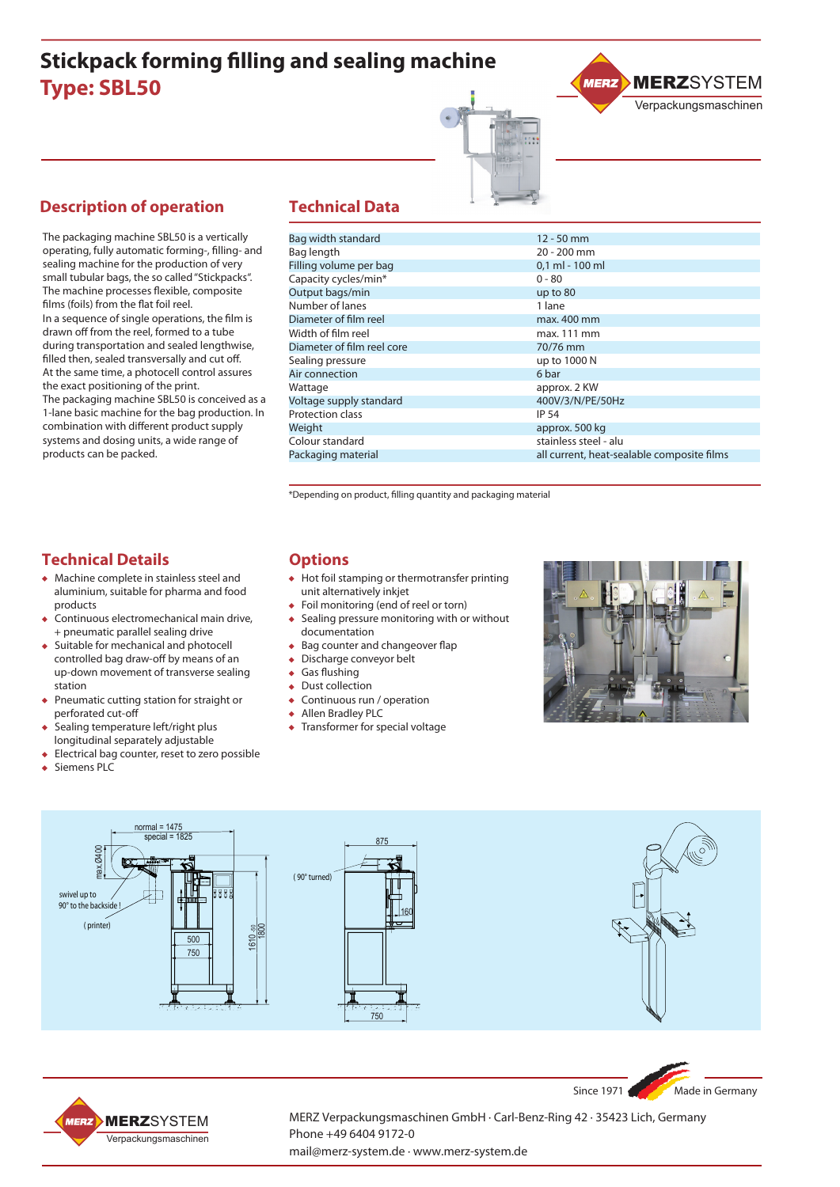# Stickpack forming filling and sealing machine

## Type: SBL50

MERZSYSTEM
Verpackungsmaschinen

## Description of operation

The packaging machine SBL50 is a vertically operating, fully automatic forming-, filling- and sealing machine for the production of very small tubular bags, the so called "Stickpacks". The machine processes flexible, composite films (foils) from the flat foil reel.
In a sequence of single operations, the film is drawn off from the reel, formed to a tube during transportation and sealed lengthwise, filled then, sealed transversally and cut off.
At the same time, a photocell control assures the exact positioning of the print.
The packaging machine SBL50 is conceived as a 1-lane basic machine for the bag production. In combination with different product supply systems and dosing units, a wide range of products can be packed.

## Technical Data

| | |
|---|---|
| Bag width standard | 12 - 50 mm |
| Bag length | 20 - 200 mm |
| Filling volume per bag | 0,1 ml - 100 ml |
| Capacity cycles/min* | 0 - 80 |
| Output bags/min | up to 80 |
| Number of lanes | 1 lane |
| Diameter of film reel | max. 400 mm |
| Width of film reel | max. 111 mm |
| Diameter of film reel core | 70/76 mm |
| Sealing pressure | up to 1000 N |
| Air connection | 6 bar |
| Wattage | approx. 2 KW |
| Voltage supply standard | 400V/3/N/PE/50Hz |
| Protection class | IP 54 |
| Weight | approx. 500 kg |
| Colour standard | stainless steel - alu |
| Packaging material | all current, heat-sealable composite films |

*Depending on product, filling quantity and packaging material

## Technical Details

- Machine complete in stainless steel and aluminium, suitable for pharma and food products
- Continuous electromechanical main drive, + pneumatic parallel sealing drive
- Suitable for mechanical and photocell controlled bag draw-off by means of an up-down movement of transverse sealing station
- Pneumatic cutting station for straight or perforated cut-off
- Sealing temperature left/right plus longitudinal separately adjustable
- Electrical bag counter, reset to zero possible
- Siemens PLC

## Options

- Hot foil stamping or thermotransfer printing unit alternatively inkjet
- Foil monitoring (end of reel or torn)
- Sealing pressure monitoring with or without documentation
- Bag counter and changeover flap
- Discharge conveyor belt
- Gas flushing
- Dust collection
- Continuous run / operation
- Allen Bradley PLC
- Transformer for special voltage

normal = 1475
special = 1825
max.Ø400
swivel up to
90° to the backside !
(printer)
500
750
1610 -50
1800

875
(90° turned)
160
750

Since 1971
Made in Germany

MERZSYSTEM
Verpackungsmaschinen

MERZ Verpackungsmaschinen GmbH · Carl-Benz-Ring 42 · 35423 Lich, Germany
Phone +49 6404 9172-0
mail@merz-system.de · www.merz-system.de